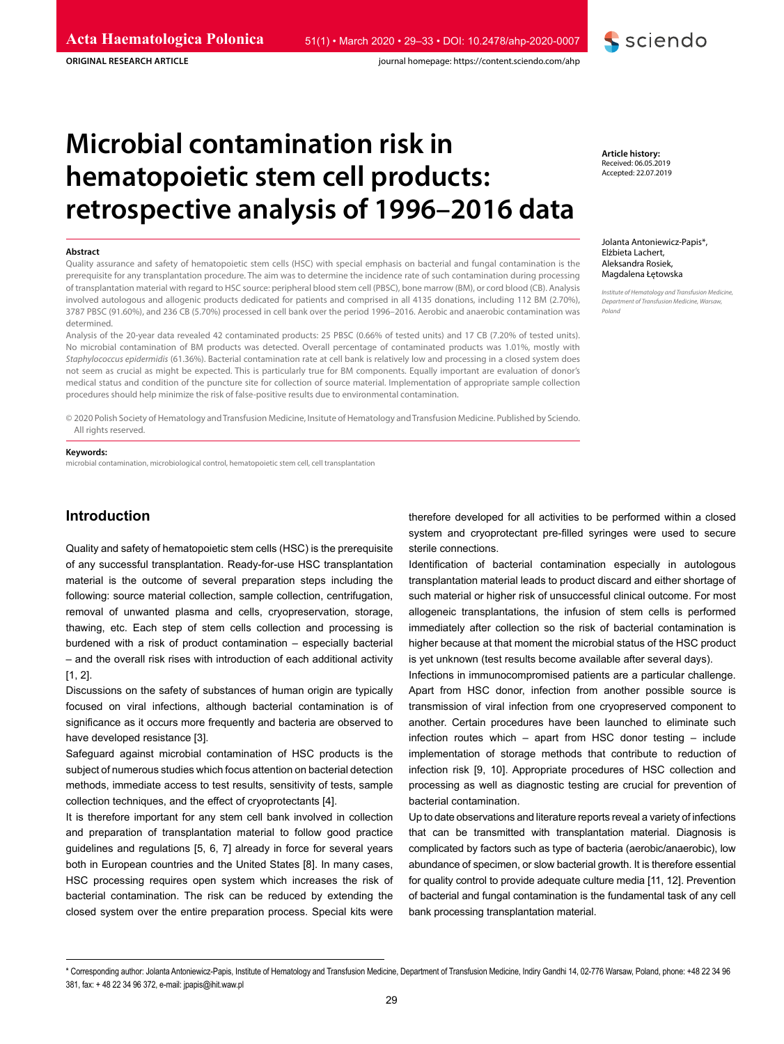ORIGINAL RESEARCH ARTICLE

# Microbial contamination risk in hematopoietic stem cell products: retrospective analysis of 1996–2016 data

**Article history:**
Received: 06.05.2019
Accepted: 22.07.2019

Jolanta Antoniewicz-Papis*, Elżbieta Lachert, Aleksandra Rosiek, Magdalena Łętowska

*Institute of Hematology and Transfusion Medicine, Department of Transfusion Medicine, Warsaw, Poland*

### Abstract

Quality assurance and safety of hematopoietic stem cells (HSC) with special emphasis on bacterial and fungal contamination is the prerequisite for any transplantation procedure. The aim was to determine the incidence rate of such contamination during processing of transplantation material with regard to HSC source: peripheral blood stem cell (PBSC), bone marrow (BM), or cord blood (CB). Analysis involved autologous and allogenic products dedicated for patients and comprised in all 4135 donations, including 112 BM (2.70%), 3787 PBSC (91.60%), and 236 CB (5.70%) processed in cell bank over the period 1996–2016. Aerobic and anaerobic contamination was determined.

Analysis of the 20-year data revealed 42 contaminated products: 25 PBSC (0.66% of tested units) and 17 CB (7.20% of tested units). No microbial contamination of BM products was detected. Overall percentage of contaminated products was 1.01%, mostly with *Staphylococcus epidermidis* (61.36%). Bacterial contamination rate at cell bank is relatively low and processing in a closed system does not seem as crucial as might be expected. This is particularly true for BM components. Equally important are evaluation of donor's medical status and condition of the puncture site for collection of source material. Implementation of appropriate sample collection procedures should help minimize the risk of false-positive results due to environmental contamination.

© 2020 Polish Society of Hematology and Transfusion Medicine, Insitute of Hematology and Transfusion Medicine. Published by Sciendo. All rights reserved.

**Keywords:**
microbial contamination, microbiological control, hematopoietic stem cell, cell transplantation

## Introduction

Quality and safety of hematopoietic stem cells (HSC) is the prerequisite of any successful transplantation. Ready-for-use HSC transplantation material is the outcome of several preparation steps including the following: source material collection, sample collection, centrifugation, removal of unwanted plasma and cells, cryopreservation, storage, thawing, etc. Each step of stem cells collection and processing is burdened with a risk of product contamination – especially bacterial – and the overall risk rises with introduction of each additional activity [1, 2].

Discussions on the safety of substances of human origin are typically focused on viral infections, although bacterial contamination is of significance as it occurs more frequently and bacteria are observed to have developed resistance [3].

Safeguard against microbial contamination of HSC products is the subject of numerous studies which focus attention on bacterial detection methods, immediate access to test results, sensitivity of tests, sample collection techniques, and the effect of cryoprotectants [4].

It is therefore important for any stem cell bank involved in collection and preparation of transplantation material to follow good practice guidelines and regulations [5, 6, 7] already in force for several years both in European countries and the United States [8]. In many cases, HSC processing requires open system which increases the risk of bacterial contamination. The risk can be reduced by extending the closed system over the entire preparation process. Special kits were therefore developed for all activities to be performed within a closed system and cryoprotectant pre-filled syringes were used to secure sterile connections.

Identification of bacterial contamination especially in autologous transplantation material leads to product discard and either shortage of such material or higher risk of unsuccessful clinical outcome. For most allogeneic transplantations, the infusion of stem cells is performed immediately after collection so the risk of bacterial contamination is higher because at that moment the microbial status of the HSC product is yet unknown (test results become available after several days).

Infections in immunocompromised patients are a particular challenge. Apart from HSC donor, infection from another possible source is transmission of viral infection from one cryopreserved component to another. Certain procedures have been launched to eliminate such infection routes which – apart from HSC donor testing – include implementation of storage methods that contribute to reduction of infection risk [9, 10]. Appropriate procedures of HSC collection and processing as well as diagnostic testing are crucial for prevention of bacterial contamination.

Up to date observations and literature reports reveal a variety of infections that can be transmitted with transplantation material. Diagnosis is complicated by factors such as type of bacteria (aerobic/anaerobic), low abundance of specimen, or slow bacterial growth. It is therefore essential for quality control to provide adequate culture media [11, 12]. Prevention of bacterial and fungal contamination is the fundamental task of any cell bank processing transplantation material.

* Corresponding author: Jolanta Antoniewicz-Papis, Institute of Hematology and Transfusion Medicine, Department of Transfusion Medicine, Indiry Gandhi 14, 02-776 Warsaw, Poland, phone: +48 22 34 96 381, fax: + 48 22 34 96 372, e-mail: jpapis@ihit.waw.pl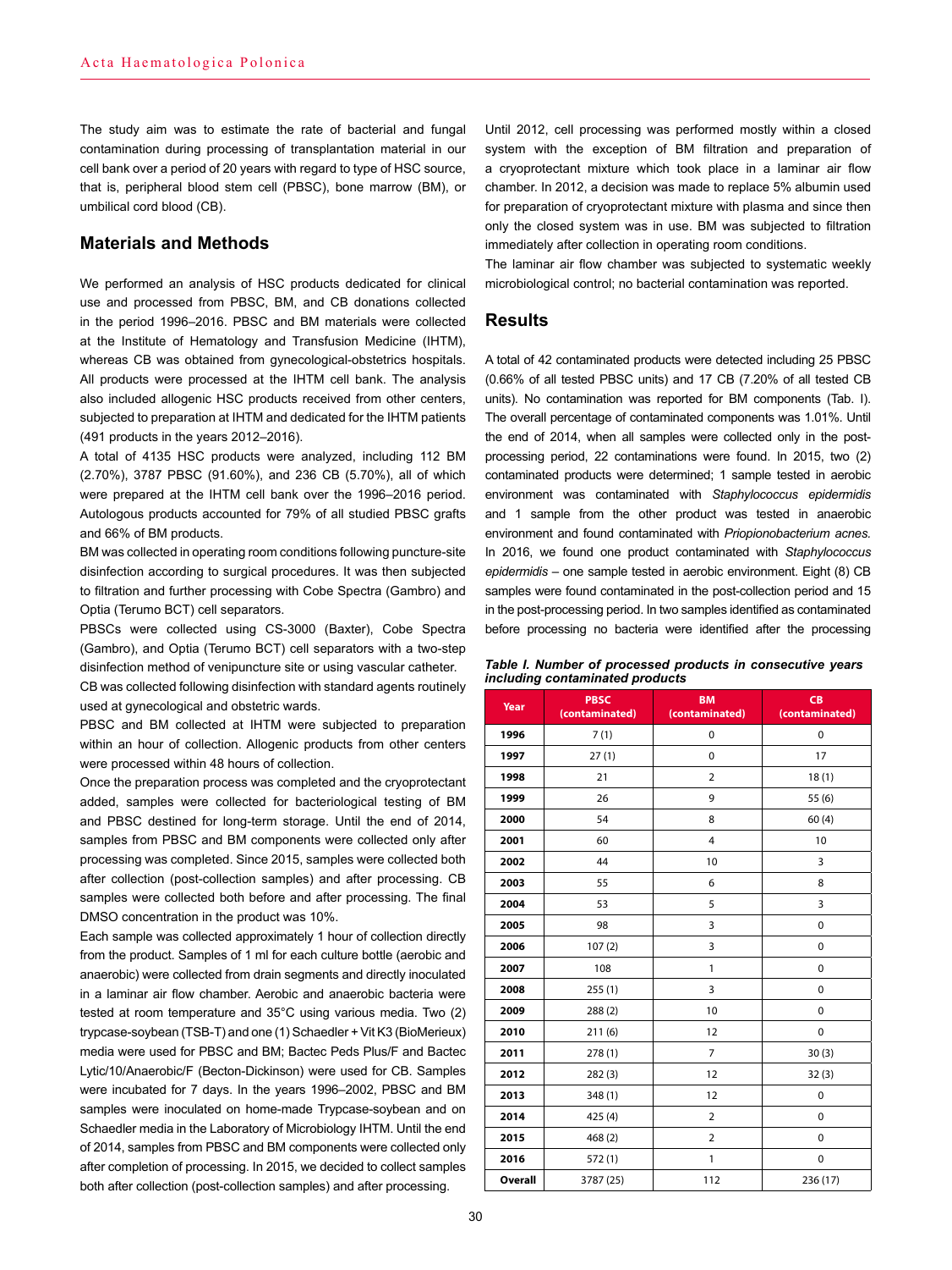The study aim was to estimate the rate of bacterial and fungal contamination during processing of transplantation material in our cell bank over a period of 20 years with regard to type of HSC source, that is, peripheral blood stem cell (PBSC), bone marrow (BM), or umbilical cord blood (CB).

## Materials and Methods

We performed an analysis of HSC products dedicated for clinical use and processed from PBSC, BM, and CB donations collected in the period 1996–2016. PBSC and BM materials were collected at the Institute of Hematology and Transfusion Medicine (IHTM), whereas CB was obtained from gynecological-obstetrics hospitals. All products were processed at the IHTM cell bank. The analysis also included allogenic HSC products received from other centers, subjected to preparation at IHTM and dedicated for the IHTM patients (491 products in the years 2012–2016).

A total of 4135 HSC products were analyzed, including 112 BM (2.70%), 3787 PBSC (91.60%), and 236 CB (5.70%), all of which were prepared at the IHTM cell bank over the 1996–2016 period. Autologous products accounted for 79% of all studied PBSC grafts and 66% of BM products.

BM was collected in operating room conditions following puncture-site disinfection according to surgical procedures. It was then subjected to filtration and further processing with Cobe Spectra (Gambro) and Optia (Terumo BCT) cell separators.

PBSCs were collected using CS-3000 (Baxter), Cobe Spectra (Gambro), and Optia (Terumo BCT) cell separators with a two-step disinfection method of venipuncture site or using vascular catheter.

CB was collected following disinfection with standard agents routinely used at gynecological and obstetric wards.

PBSC and BM collected at IHTM were subjected to preparation within an hour of collection. Allogenic products from other centers were processed within 48 hours of collection.

Once the preparation process was completed and the cryoprotectant added, samples were collected for bacteriological testing of BM and PBSC destined for long-term storage. Until the end of 2014, samples from PBSC and BM components were collected only after processing was completed. Since 2015, samples were collected both after collection (post-collection samples) and after processing. CB samples were collected both before and after processing. The final DMSO concentration in the product was 10%.

Each sample was collected approximately 1 hour of collection directly from the product. Samples of 1 ml for each culture bottle (aerobic and anaerobic) were collected from drain segments and directly inoculated in a laminar air flow chamber. Aerobic and anaerobic bacteria were tested at room temperature and 35°C using various media. Two (2) trypcase-soybean (TSB-T) and one (1) Schaedler + Vit K3 (BioMerieux) media were used for PBSC and BM; Bactec Peds Plus/F and Bactec Lytic/10/Anaerobic/F (Becton-Dickinson) were used for CB. Samples were incubated for 7 days. In the years 1996–2002, PBSC and BM samples were inoculated on home-made Trypcase-soybean and on Schaedler media in the Laboratory of Microbiology IHTM. Until the end of 2014, samples from PBSC and BM components were collected only after completion of processing. In 2015, we decided to collect samples both after collection (post-collection samples) and after processing.

Until 2012, cell processing was performed mostly within a closed system with the exception of BM filtration and preparation of a cryoprotectant mixture which took place in a laminar air flow chamber. In 2012, a decision was made to replace 5% albumin used for preparation of cryoprotectant mixture with plasma and since then only the closed system was in use. BM was subjected to filtration immediately after collection in operating room conditions.

The laminar air flow chamber was subjected to systematic weekly microbiological control; no bacterial contamination was reported.

## Results

A total of 42 contaminated products were detected including 25 PBSC (0.66% of all tested PBSC units) and 17 CB (7.20% of all tested CB units). No contamination was reported for BM components (Tab. I). The overall percentage of contaminated components was 1.01%. Until the end of 2014, when all samples were collected only in the post-processing period, 22 contaminations were found. In 2015, two (2) contaminated products were determined; 1 sample tested in aerobic environment was contaminated with *Staphylococcus epidermidis* and 1 sample from the other product was tested in anaerobic environment and found contaminated with *Priopionobacterium acnes.* In 2016, we found one product contaminated with *Staphylococcus epidermidis* – one sample tested in aerobic environment. Eight (8) CB samples were found contaminated in the post-collection period and 15 in the post-processing period. In two samples identified as contaminated before processing no bacteria were identified after the processing

***Table I. Number of processed products in consecutive years including contaminated products***

| Year | PBSC (contaminated) | BM (contaminated) | CB (contaminated) |
|---|---|---|---|
| 1996 | 7 (1) | 0 | 0 |
| 1997 | 27 (1) | 0 | 17 |
| 1998 | 21 | 2 | 18 (1) |
| 1999 | 26 | 9 | 55 (6) |
| 2000 | 54 | 8 | 60 (4) |
| 2001 | 60 | 4 | 10 |
| 2002 | 44 | 10 | 3 |
| 2003 | 55 | 6 | 8 |
| 2004 | 53 | 5 | 3 |
| 2005 | 98 | 3 | 0 |
| 2006 | 107 (2) | 3 | 0 |
| 2007 | 108 | 1 | 0 |
| 2008 | 255 (1) | 3 | 0 |
| 2009 | 288 (2) | 10 | 0 |
| 2010 | 211 (6) | 12 | 0 |
| 2011 | 278 (1) | 7 | 30 (3) |
| 2012 | 282 (3) | 12 | 32 (3) |
| 2013 | 348 (1) | 12 | 0 |
| 2014 | 425 (4) | 2 | 0 |
| 2015 | 468 (2) | 2 | 0 |
| 2016 | 572 (1) | 1 | 0 |
| Overall | 3787 (25) | 112 | 236 (17) |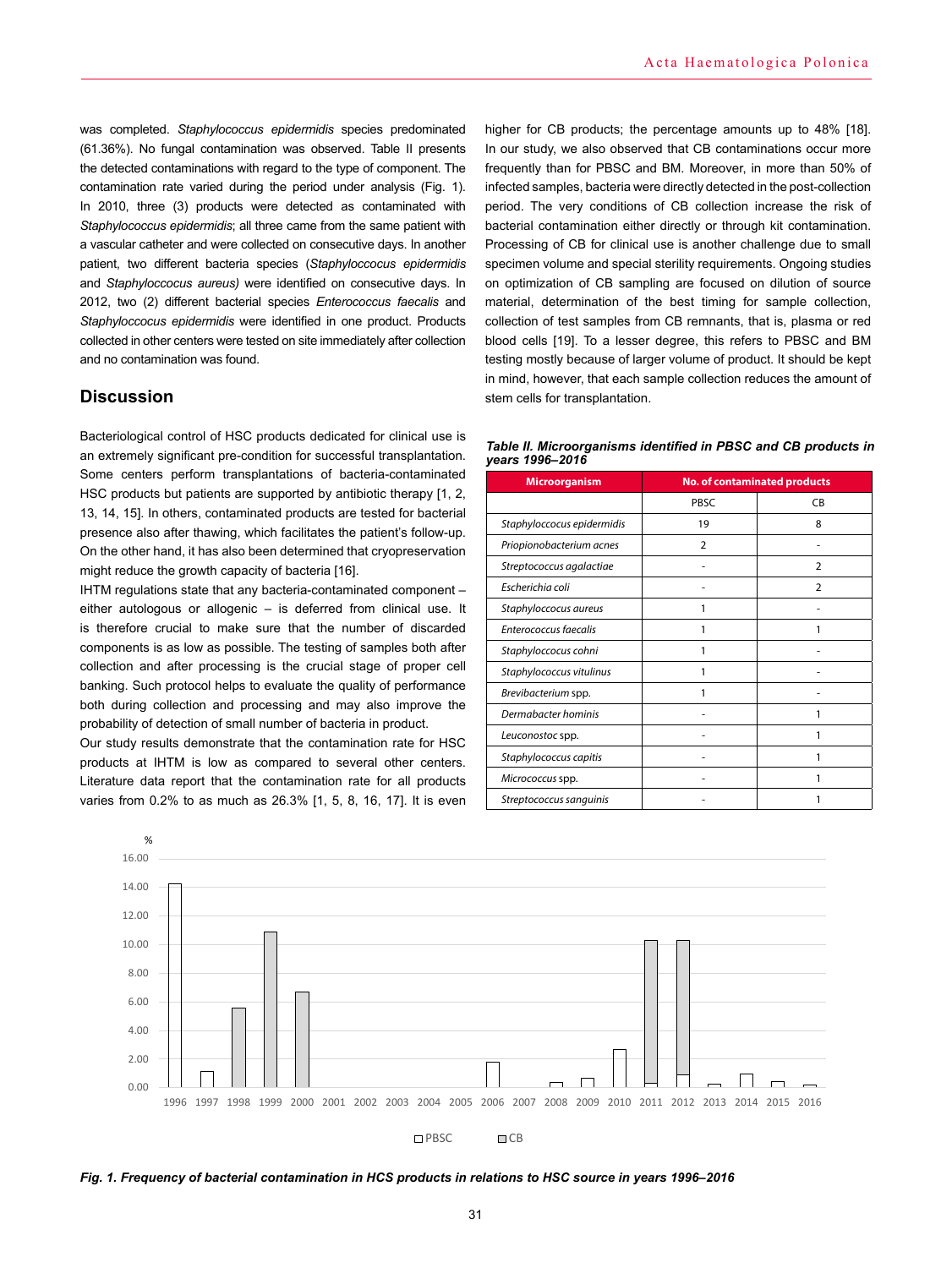was completed. *Staphyloccocus epidermidis* species predominated (61.36%). No fungal contamination was observed. Table II presents the detected contaminations with regard to the type of component. The contamination rate varied during the period under analysis (Fig. 1). In 2010, three (3) products were detected as contaminated with *Staphyloccocus epidermidis*; all three came from the same patient with a vascular catheter and were collected on consecutive days. In another patient, two different bacteria species (*Staphyloccocus epidermidis* and *Staphyloccocus aureus)* were identified on consecutive days. In 2012, two (2) different bacterial species *Enterococcus faecalis* and *Staphyloccocus epidermidis* were identified in one product. Products collected in other centers were tested on site immediately after collection and no contamination was found.

## Discussion

Bacteriological control of HSC products dedicated for clinical use is an extremely significant pre-condition for successful transplantation. Some centers perform transplantations of bacteria-contaminated HSC products but patients are supported by antibiotic therapy [1, 2, 13, 14, 15]. In others, contaminated products are tested for bacterial presence also after thawing, which facilitates the patient's follow-up. On the other hand, it has also been determined that cryopreservation might reduce the growth capacity of bacteria [16].

IHTM regulations state that any bacteria-contaminated component – either autologous or allogenic – is deferred from clinical use. It is therefore crucial to make sure that the number of discarded components is as low as possible. The testing of samples both after collection and after processing is the crucial stage of proper cell banking. Such protocol helps to evaluate the quality of performance both during collection and processing and may also improve the probability of detection of small number of bacteria in product.

Our study results demonstrate that the contamination rate for HSC products at IHTM is low as compared to several other centers. Literature data report that the contamination rate for all products varies from 0.2% to as much as 26.3% [1, 5, 8, 16, 17]. It is even higher for CB products; the percentage amounts up to 48% [18]. In our study, we also observed that CB contaminations occur more frequently than for PBSC and BM. Moreover, in more than 50% of infected samples, bacteria were directly detected in the post-collection period. The very conditions of CB collection increase the risk of bacterial contamination either directly or through kit contamination. Processing of CB for clinical use is another challenge due to small specimen volume and special sterility requirements. Ongoing studies on optimization of CB sampling are focused on dilution of source material, determination of the best timing for sample collection, collection of test samples from CB remnants, that is, plasma or red blood cells [19]. To a lesser degree, this refers to PBSC and BM testing mostly because of larger volume of product. It should be kept in mind, however, that each sample collection reduces the amount of stem cells for transplantation.

***Table II. Microorganisms identified in PBSC and CB products in years 1996–2016***

| Microorganism | No. of contaminated products | |
|---|---|---|
| | PBSC | CB |
| *Staphyloccocus epidermidis* | 19 | 8 |
| *Priopionobacterium acnes* | 2 | - |
| *Streptococcus agalactiae* | - | 2 |
| *Escherichia coli* | - | 2 |
| *Staphyloccocus aureus* | 1 | - |
| *Enterococcus faecalis* | 1 | 1 |
| *Staphyloccocus cohni* | 1 | - |
| *Staphyloccocus vitulinus* | 1 | - |
| *Brevibacterium* spp. | 1 | - |
| *Dermabacter hominis* | - | 1 |
| *Leuconostoc* spp. | - | 1 |
| *Staphyloccocus capitis* | - | 1 |
| *Micrococcus* spp. | - | 1 |
| *Streptococcus sanguinis* | - | 1 |

***Fig. 1. Frequency of bacterial contamination in HCS products in relations to HSC source in years 1996–2016***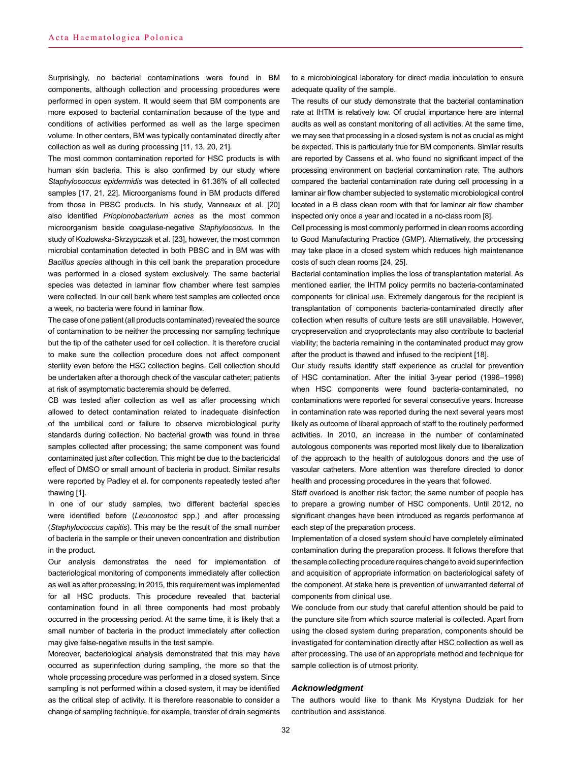Surprisingly, no bacterial contaminations were found in BM components, although collection and processing procedures were performed in open system. It would seem that BM components are more exposed to bacterial contamination because of the type and conditions of activities performed as well as the large specimen volume. In other centers, BM was typically contaminated directly after collection as well as during processing [11, 13, 20, 21].

The most common contamination reported for HSC products is with human skin bacteria. This is also confirmed by our study where *Staphylococcus epidermidis* was detected in 61.36% of all collected samples [17, 21, 22]. Microorganisms found in BM products differed from those in PBSC products. In his study, Vanneaux et al. [20] also identified *Priopionobacterium acnes* as the most common microorganism beside coagulase-negative *Staphylococcus*. In the study of Kozłowska-Skrzypczak et al. [23], however, the most common microbial contamination detected in both PBSC and in BM was with *Bacillus species* although in this cell bank the preparation procedure was performed in a closed system exclusively. The same bacterial species was detected in laminar flow chamber where test samples were collected. In our cell bank where test samples are collected once a week, no bacteria were found in laminar flow.

The case of one patient (all products contaminated) revealed the source of contamination to be neither the processing nor sampling technique but the tip of the catheter used for cell collection. It is therefore crucial to make sure the collection procedure does not affect component sterility even before the HSC collection begins. Cell collection should be undertaken after a thorough check of the vascular catheter; patients at risk of asymptomatic bacteremia should be deferred.

CB was tested after collection as well as after processing which allowed to detect contamination related to inadequate disinfection of the umbilical cord or failure to observe microbiological purity standards during collection. No bacterial growth was found in three samples collected after processing; the same component was found contaminated just after collection. This might be due to the bactericidal effect of DMSO or small amount of bacteria in product. Similar results were reported by Padley et al. for components repeatedly tested after thawing [1].

In one of our study samples, two different bacterial species were identified before (*Leuconostoc* spp.) and after processing (*Staphylococcus capitis*). This may be the result of the small number of bacteria in the sample or their uneven concentration and distribution in the product.

Our analysis demonstrates the need for implementation of bacteriological monitoring of components immediately after collection as well as after processing; in 2015, this requirement was implemented for all HSC products. This procedure revealed that bacterial contamination found in all three components had most probably occurred in the processing period. At the same time, it is likely that a small number of bacteria in the product immediately after collection may give false-negative results in the test sample.

Moreover, bacteriological analysis demonstrated that this may have occurred as superinfection during sampling, the more so that the whole processing procedure was performed in a closed system. Since sampling is not performed within a closed system, it may be identified as the critical step of activity. It is therefore reasonable to consider a change of sampling technique, for example, transfer of drain segments to a microbiological laboratory for direct media inoculation to ensure adequate quality of the sample.

The results of our study demonstrate that the bacterial contamination rate at IHTM is relatively low. Of crucial importance here are internal audits as well as constant monitoring of all activities. At the same time, we may see that processing in a closed system is not as crucial as might be expected. This is particularly true for BM components. Similar results are reported by Cassens et al. who found no significant impact of the processing environment on bacterial contamination rate. The authors compared the bacterial contamination rate during cell processing in a laminar air flow chamber subjected to systematic microbiological control located in a B class clean room with that for laminar air flow chamber inspected only once a year and located in a no-class room [8].

Cell processing is most commonly performed in clean rooms according to Good Manufacturing Practice (GMP). Alternatively, the processing may take place in a closed system which reduces high maintenance costs of such clean rooms [24, 25].

Bacterial contamination implies the loss of transplantation material. As mentioned earlier, the IHTM policy permits no bacteria-contaminated components for clinical use. Extremely dangerous for the recipient is transplantation of components bacteria-contaminated directly after collection when results of culture tests are still unavailable. However, cryopreservation and cryoprotectants may also contribute to bacterial viability; the bacteria remaining in the contaminated product may grow after the product is thawed and infused to the recipient [18].

Our study results identify staff experience as crucial for prevention of HSC contamination. After the initial 3-year period (1996–1998) when HSC components were found bacteria-contaminated, no contaminations were reported for several consecutive years. Increase in contamination rate was reported during the next several years most likely as outcome of liberal approach of staff to the routinely performed activities. In 2010, an increase in the number of contaminated autologous components was reported most likely due to liberalization of the approach to the health of autologous donors and the use of vascular catheters. More attention was therefore directed to donor health and processing procedures in the years that followed.

Staff overload is another risk factor; the same number of people has to prepare a growing number of HSC components. Until 2012, no significant changes have been introduced as regards performance at each step of the preparation process.

Implementation of a closed system should have completely eliminated contamination during the preparation process. It follows therefore that the sample collecting procedure requires change to avoid superinfection and acquisition of appropriate information on bacteriological safety of the component. At stake here is prevention of unwarranted deferral of components from clinical use.

We conclude from our study that careful attention should be paid to the puncture site from which source material is collected. Apart from using the closed system during preparation, components should be investigated for contamination directly after HSC collection as well as after processing. The use of an appropriate method and technique for sample collection is of utmost priority.

### *Acknowledgment*

The authors would like to thank Ms Krystyna Dudziak for her contribution and assistance.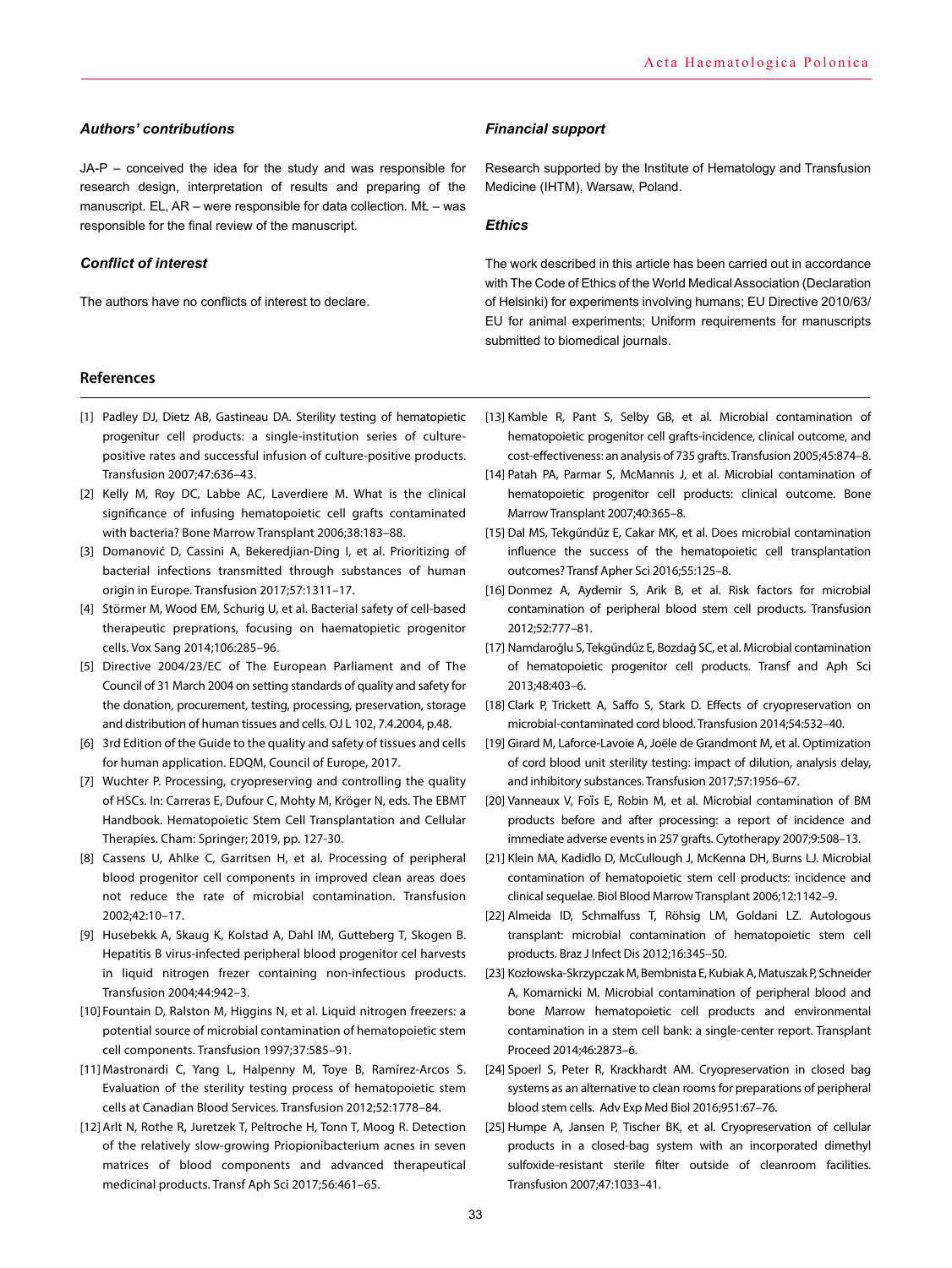### *Authors' contributions*

JA-P – conceived the idea for the study and was responsible for research design, interpretation of results and preparing of the manuscript. EL, AR – were responsible for data collection. MŁ – was responsible for the final review of the manuscript.

### *Conflict of interest*

The authors have no conflicts of interest to declare.

### *Financial support*

Research supported by the Institute of Hematology and Transfusion Medicine (IHTM), Warsaw, Poland.

### *Ethics*

The work described in this article has been carried out in accordance with The Code of Ethics of the World Medical Association (Declaration of Helsinki) for experiments involving humans; EU Directive 2010/63/EU for animal experiments; Uniform requirements for manuscripts submitted to biomedical journals.

## References

[1] Padley DJ, Dietz AB, Gastineau DA. Sterility testing of hematopietic progenitur cell products: a single-institution series of culture-positive rates and successful infusion of culture-positive products. Transfusion 2007;47:636–43.

[2] Kelly M, Roy DC, Labbe AC, Laverdiere M. What is the clinical significance of infusing hematopoietic cell grafts contaminated with bacteria? Bone Marrow Transplant 2006;38:183–88.

[3] Domanović D, Cassini A, Bekeredjian-Ding I, et al. Prioritizing of bacterial infections transmitted through substances of human origin in Europe. Transfusion 2017;57:1311–17.

[4] Störmer M, Wood EM, Schurig U, et al. Bacterial safety of cell-based therapeutic preprations, focusing on haematopietic progenitor cells. Vox Sang 2014;106:285–96.

[5] Directive 2004/23/EC of The European Parliament and of The Council of 31 March 2004 on setting standards of quality and safety for the donation, procurement, testing, processing, preservation, storage and distribution of human tissues and cells. OJ L 102, 7.4.2004, p.48.

[6] 3rd Edition of the Guide to the quality and safety of tissues and cells for human application. EDQM, Council of Europe, 2017.

[7] Wuchter P. Processing, cryopreserving and controlling the quality of HSCs. In: Carreras E, Dufour C, Mohty M, Kröger N, eds. The EBMT Handbook. Hematopoietic Stem Cell Transplantation and Cellular Therapies. Cham: Springer; 2019, pp. 127-30.

[8] Cassens U, Ahlke C, Garritsen H, et al. Processing of peripheral blood progenitor cell components in improved clean areas does not reduce the rate of microbial contamination. Transfusion 2002;42:10–17.

[9] Husebekk A, Skaug K, Kolstad A, Dahl IM, Gutteberg T, Skogen B. Hepatitis B virus-infected peripheral blood progenitor cel harvests in liquid nitrogen frezer containing non-infectious products. Transfusion 2004;44:942–3.

[10] Fountain D, Ralston M, Higgins N, et al. Liquid nitrogen freezers: a potential source of microbial contamination of hematopoietic stem cell components. Transfusion 1997;37:585–91.

[11] Mastronardi C, Yang L, Halpenny M, Toye B, Ramírez-Arcos S. Evaluation of the sterility testing process of hematopoietic stem cells at Canadian Blood Services. Transfusion 2012;52:1778–84.

[12] Arlt N, Rothe R, Juretzek T, Peltroche H, Tonn T, Moog R. Detection of the relatively slow-growing Priopionibacterium acnes in seven matrices of blood components and advanced therapeutical medicinal products. Transf Aph Sci 2017;56:461–65.

[13] Kamble R, Pant S, Selby GB, et al. Microbial contamination of hematopoietic progenitor cell grafts-incidence, clinical outcome, and cost-effectiveness: an analysis of 735 grafts. Transfusion 2005;45:874–8.

[14] Patah PA, Parmar S, McMannis J, et al. Microbial contamination of hematopoietic progenitor cell products: clinical outcome. Bone Marrow Transplant 2007;40:365–8.

[15] Dal MS, Tekgűndűz E, Cakar MK, et al. Does microbial contamination influence the success of the hematopoietic cell transplantation outcomes? Transf Apher Sci 2016;55:125–8.

[16] Donmez A, Aydemir S, Arik B, et al. Risk factors for microbial contamination of peripheral blood stem cell products. Transfusion 2012;52:777–81.

[17] Namdaroğlu S, Tekgűndűz E, Bozdağ SC, et al. Microbial contamination of hematopoietic progenitor cell products. Transf and Aph Sci 2013;48:403–6.

[18] Clark P, Trickett A, Saffo S, Stark D. Effects of cryopreservation on microbial-contaminated cord blood. Transfusion 2014;54:532–40.

[19] Girard M, Laforce-Lavoie A, Joële de Grandmont M, et al. Optimization of cord blood unit sterility testing: impact of dilution, analysis delay, and inhibitory substances. Transfusion 2017;57:1956–67.

[20] Vanneaux V, Foïs E, Robin M, et al. Microbial contamination of BM products before and after processing: a report of incidence and immediate adverse events in 257 grafts. Cytotherapy 2007;9:508–13.

[21] Klein MA, Kadidlo D, McCullough J, McKenna DH, Burns LJ. Microbial contamination of hematopoietic stem cell products: incidence and clinical sequelae. Biol Blood Marrow Transplant 2006;12:1142–9.

[22] Almeida ID, Schmalfuss T, Röhsig LM, Goldani LZ. Autologous transplant: microbial contamination of hematopoietic stem cell products. Braz J Infect Dis 2012;16:345–50.

[23] Kozłowska-Skrzypczak M, Bembnista E, Kubiak A, Matuszak P, Schneider A, Komarnicki M. Microbial contamination of peripheral blood and bone Marrow hematopoietic cell products and environmental contamination in a stem cell bank: a single-center report. Transplant Proceed 2014;46:2873–6.

[24] Spoerl S, Peter R, Krackhardt AM. Cryopreservation in closed bag systems as an alternative to clean rooms for preparations of peripheral blood stem cells. Adv Exp Med Biol 2016;951:67–76.

[25] Humpe A, Jansen P, Tischer BK, et al. Cryopreservation of cellular products in a closed-bag system with an incorporated dimethyl sulfoxide-resistant sterile filter outside of cleanroom facilities. Transfusion 2007;47:1033–41.